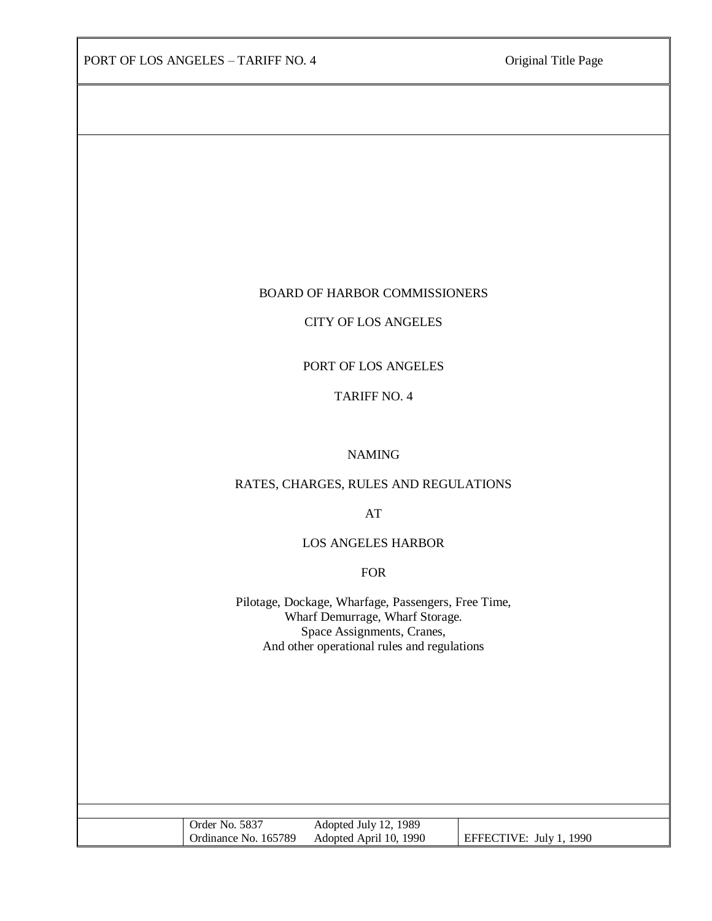# BOARD OF HARBOR COMMISSIONERS

## CITY OF LOS ANGELES

## PORT OF LOS ANGELES

## TARIFF NO. 4

NAMING

RATES, CHARGES, RULES AND REGULATIONS

AT

LOS ANGELES HARBOR

FOR

Pilotage, Dockage, Wharfage, Passengers, Free Time,
Wharf Demurrage, Wharf Storage.
Space Assignments, Cranes,
And other operational rules and regulations

| | | |
|---|---|---|
| Order No. 5837 | Adopted July 12, 1989 | |
| Ordinance No. 165789 | Adopted April 10, 1990 | EFFECTIVE: July 1, 1990 |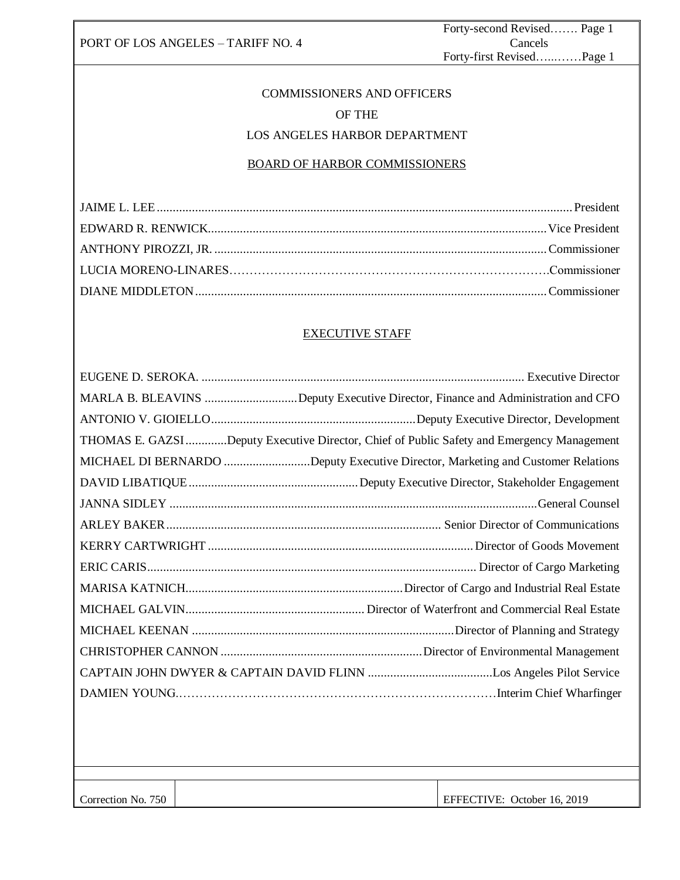# COMMISSIONERS AND OFFICERS OF THE LOS ANGELES HARBOR DEPARTMENT

## BOARD OF HARBOR COMMISSIONERS

| Name | Title |
|---|---|
| JAIME L. LEE | President |
| EDWARD R. RENWICK | Vice President |
| ANTHONY PIROZZI, JR. | Commissioner |
| LUCIA MORENO-LINARES | Commissioner |
| DIANE MIDDLETON | Commissioner |

## EXECUTIVE STAFF

| Name | Title |
|---|---|
| EUGENE D. SEROKA. | Executive Director |
| MARLA B. BLEAVINS | Deputy Executive Director, Finance and Administration and CFO |
| ANTONIO V. GIOIELLO | Deputy Executive Director, Development |
| THOMAS E. GAZSI | Deputy Executive Director, Chief of Public Safety and Emergency Management |
| MICHAEL DI BERNARDO | Deputy Executive Director, Marketing and Customer Relations |
| DAVID LIBATIQUE | Deputy Executive Director, Stakeholder Engagement |
| JANNA SIDLEY | General Counsel |
| ARLEY BAKER | Senior Director of Communications |
| KERRY CARTWRIGHT | Director of Goods Movement |
| ERIC CARIS | Director of Cargo Marketing |
| MARISA KATNICH | Director of Cargo and Industrial Real Estate |
| MICHAEL GALVIN | Director of Waterfront and Commercial Real Estate |
| MICHAEL KEENAN | Director of Planning and Strategy |
| CHRISTOPHER CANNON | Director of Environmental Management |
| CAPTAIN JOHN DWYER & CAPTAIN DAVID FLINN | Los Angeles Pilot Service |
| DAMIEN YOUNG. | Interim Chief Wharfinger |

Correction No. 750 — EFFECTIVE: October 16, 2019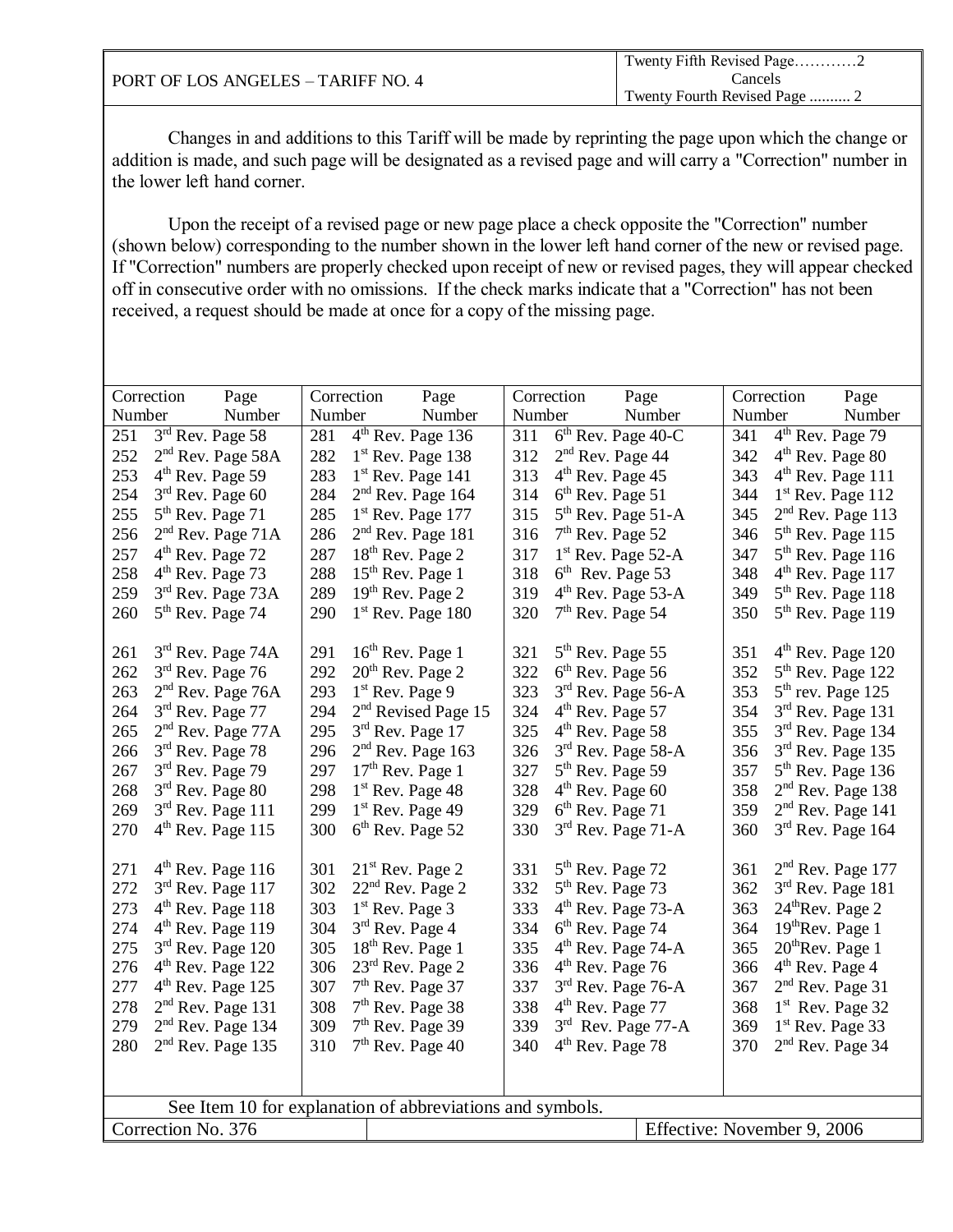| PORT OF LOS ANGELES – TARIFF NO. 4 | Twenty Fifth Revised Page…………2 Cancels Twenty Fourth Revised Page .......... 2 |
|---|---|

Changes in and additions to this Tariff will be made by reprinting the page upon which the change or addition is made, and such page will be designated as a revised page and will carry a "Correction" number in the lower left hand corner.

Upon the receipt of a revised page or new page place a check opposite the "Correction" number (shown below) corresponding to the number shown in the lower left hand corner of the new or revised page. If "Correction" numbers are properly checked upon receipt of new or revised pages, they will appear checked off in consecutive order with no omissions. If the check marks indicate that a "Correction" has not been received, a request should be made at once for a copy of the missing page.

| Correction Number | Page Number | Correction Number | Page Number | Correction Number | Page Number | Correction Number | Page Number |
|---|---|---|---|---|---|---|---|
| 251 | 3rd Rev. Page 58 | 281 | 4th Rev. Page 136 | 311 | 6th Rev. Page 40-C | 341 | 4th Rev. Page 79 |
| 252 | 2nd Rev. Page 58A | 282 | 1st Rev. Page 138 | 312 | 2nd Rev. Page 44 | 342 | 4th Rev. Page 80 |
| 253 | 4th Rev. Page 59 | 283 | 1st Rev. Page 141 | 313 | 4th Rev. Page 45 | 343 | 4th Rev. Page 111 |
| 254 | 3rd Rev. Page 60 | 284 | 2nd Rev. Page 164 | 314 | 6th Rev. Page 51 | 344 | 1st Rev. Page 112 |
| 255 | 5th Rev. Page 71 | 285 | 1st Rev. Page 177 | 315 | 5th Rev. Page 51-A | 345 | 2nd Rev. Page 113 |
| 256 | 2nd Rev. Page 71A | 286 | 2nd Rev. Page 181 | 316 | 7th Rev. Page 52 | 346 | 5th Rev. Page 115 |
| 257 | 4th Rev. Page 72 | 287 | 18th Rev. Page 2 | 317 | 1st Rev. Page 52-A | 347 | 5th Rev. Page 116 |
| 258 | 4th Rev. Page 73 | 288 | 15th Rev. Page 1 | 318 | 6th Rev. Page 53 | 348 | 4th Rev. Page 117 |
| 259 | 3rd Rev. Page 73A | 289 | 19th Rev. Page 2 | 319 | 4th Rev. Page 53-A | 349 | 5th Rev. Page 118 |
| 260 | 5th Rev. Page 74 | 290 | 1st Rev. Page 180 | 320 | 7th Rev. Page 54 | 350 | 5th Rev. Page 119 |
| 261 | 3rd Rev. Page 74A | 291 | 16th Rev. Page 1 | 321 | 5th Rev. Page 55 | 351 | 4th Rev. Page 120 |
| 262 | 3rd Rev. Page 76 | 292 | 20th Rev. Page 2 | 322 | 6th Rev. Page 56 | 352 | 5th Rev. Page 122 |
| 263 | 2nd Rev. Page 76A | 293 | 1st Rev. Page 9 | 323 | 3rd Rev. Page 56-A | 353 | 5th rev. Page 125 |
| 264 | 3rd Rev. Page 77 | 294 | 2nd Revised Page 15 | 324 | 4th Rev. Page 57 | 354 | 3rd Rev. Page 131 |
| 265 | 2nd Rev. Page 77A | 295 | 3rd Rev. Page 17 | 325 | 4th Rev. Page 58 | 355 | 3rd Rev. Page 134 |
| 266 | 3rd Rev. Page 78 | 296 | 2nd Rev. Page 163 | 326 | 3rd Rev. Page 58-A | 356 | 3rd Rev. Page 135 |
| 267 | 3rd Rev. Page 79 | 297 | 17th Rev. Page 1 | 327 | 5th Rev. Page 59 | 357 | 5th Rev. Page 136 |
| 268 | 3rd Rev. Page 80 | 298 | 1st Rev. Page 48 | 328 | 4th Rev. Page 60 | 358 | 2nd Rev. Page 138 |
| 269 | 3rd Rev. Page 111 | 299 | 1st Rev. Page 49 | 329 | 6th Rev. Page 71 | 359 | 2nd Rev. Page 141 |
| 270 | 4th Rev. Page 115 | 300 | 6th Rev. Page 52 | 330 | 3rd Rev. Page 71-A | 360 | 3rd Rev. Page 164 |
| 271 | 4th Rev. Page 116 | 301 | 21st Rev. Page 2 | 331 | 5th Rev. Page 72 | 361 | 2nd Rev. Page 177 |
| 272 | 3rd Rev. Page 117 | 302 | 22nd Rev. Page 2 | 332 | 5th Rev. Page 73 | 362 | 3rd Rev. Page 181 |
| 273 | 4th Rev. Page 118 | 303 | 1st Rev. Page 3 | 333 | 4th Rev. Page 73-A | 363 | 24thRev. Page 2 |
| 274 | 4th Rev. Page 119 | 304 | 3rd Rev. Page 4 | 334 | 6th Rev. Page 74 | 364 | 19thRev. Page 1 |
| 275 | 3rd Rev. Page 120 | 305 | 18th Rev. Page 1 | 335 | 4th Rev. Page 74-A | 365 | 20thRev. Page 1 |
| 276 | 4th Rev. Page 122 | 306 | 23rd Rev. Page 2 | 336 | 4th Rev. Page 76 | 366 | 4th Rev. Page 4 |
| 277 | 4th Rev. Page 125 | 307 | 7th Rev. Page 37 | 337 | 3rd Rev. Page 76-A | 367 | 2nd Rev. Page 31 |
| 278 | 2nd Rev. Page 131 | 308 | 7th Rev. Page 38 | 338 | 4th Rev. Page 77 | 368 | 1st Rev. Page 32 |
| 279 | 2nd Rev. Page 134 | 309 | 7th Rev. Page 39 | 339 | 3rd Rev. Page 77-A | 369 | 1st Rev. Page 33 |
| 280 | 2nd Rev. Page 135 | 310 | 7th Rev. Page 40 | 340 | 4th Rev. Page 78 | 370 | 2nd Rev. Page 34 |

See Item 10 for explanation of abbreviations and symbols.

| Correction No. 376 | | Effective: November 9, 2006 |
|---|---|---|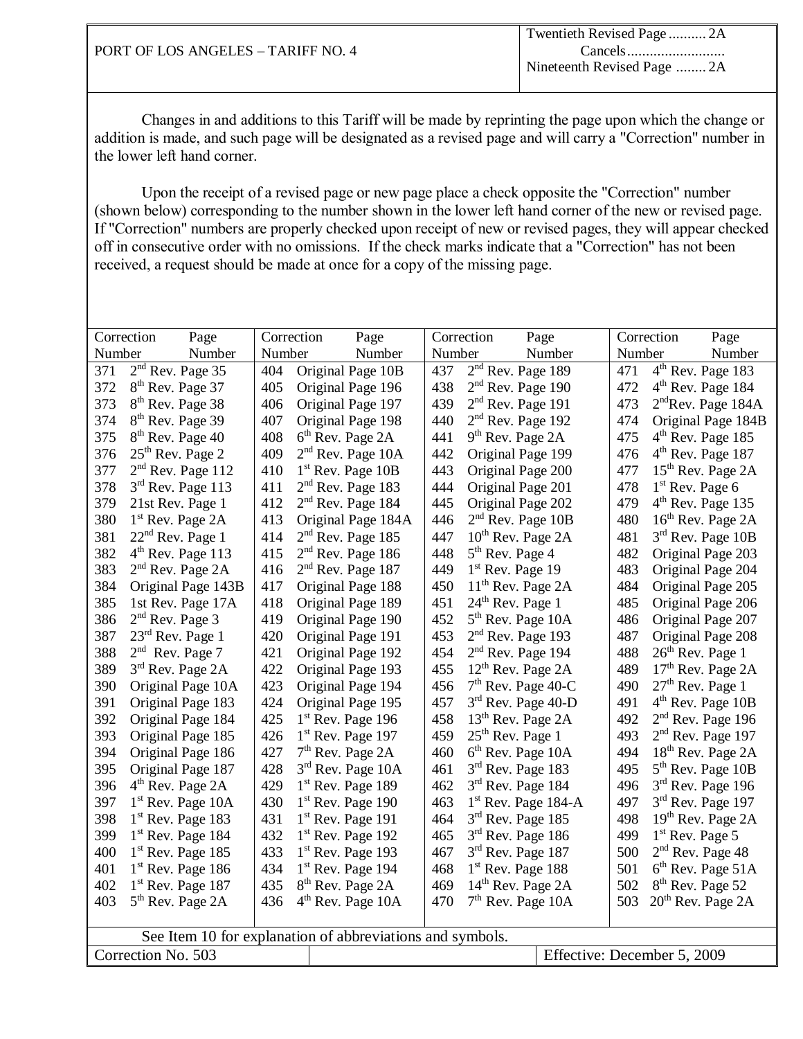PORT OF LOS ANGELES – TARIFF NO. 4

Twentieth Revised Page .......... 2A
Cancels..........................
Nineteenth Revised Page ........ 2A

Changes in and additions to this Tariff will be made by reprinting the page upon which the change or addition is made, and such page will be designated as a revised page and will carry a "Correction" number in the lower left hand corner.

Upon the receipt of a revised page or new page place a check opposite the "Correction" number (shown below) corresponding to the number shown in the lower left hand corner of the new or revised page. If "Correction" numbers are properly checked upon receipt of new or revised pages, they will appear checked off in consecutive order with no omissions. If the check marks indicate that a "Correction" has not been received, a request should be made at once for a copy of the missing page.

| Correction Number | Page Number | Correction Number | Page Number | Correction Number | Page Number | Correction Number | Page Number |
|---|---|---|---|---|---|---|---|
| 371 | 2nd Rev. Page 35 | 404 | Original Page 10B | 437 | 2nd Rev. Page 189 | 471 | 4th Rev. Page 183 |
| 372 | 8th Rev. Page 37 | 405 | Original Page 196 | 438 | 2nd Rev. Page 190 | 472 | 4th Rev. Page 184 |
| 373 | 8th Rev. Page 38 | 406 | Original Page 197 | 439 | 2nd Rev. Page 191 | 473 | 2ndRev. Page 184A |
| 374 | 8th Rev. Page 39 | 407 | Original Page 198 | 440 | 2nd Rev. Page 192 | 474 | Original Page 184B |
| 375 | 8th Rev. Page 40 | 408 | 6th Rev. Page 2A | 441 | 9th Rev. Page 2A | 475 | 4th Rev. Page 185 |
| 376 | 25th Rev. Page 2 | 409 | 2nd Rev. Page 10A | 442 | Original Page 199 | 476 | 4th Rev. Page 187 |
| 377 | 2nd Rev. Page 112 | 410 | 1st Rev. Page 10B | 443 | Original Page 200 | 477 | 15th Rev. Page 2A |
| 378 | 3rd Rev. Page 113 | 411 | 2nd Rev. Page 183 | 444 | Original Page 201 | 478 | 1st Rev. Page 6 |
| 379 | 21st Rev. Page 1 | 412 | 2nd Rev. Page 184 | 445 | Original Page 202 | 479 | 4th Rev. Page 135 |
| 380 | 1st Rev. Page 2A | 413 | Original Page 184A | 446 | 2nd Rev. Page 10B | 480 | 16th Rev. Page 2A |
| 381 | 22nd Rev. Page 1 | 414 | 2nd Rev. Page 185 | 447 | 10th Rev. Page 2A | 481 | 3rd Rev. Page 10B |
| 382 | 4th Rev. Page 113 | 415 | 2nd Rev. Page 186 | 448 | 5th Rev. Page 4 | 482 | Original Page 203 |
| 383 | 2nd Rev. Page 2A | 416 | 2nd Rev. Page 187 | 449 | 1st Rev. Page 19 | 483 | Original Page 204 |
| 384 | Original Page 143B | 417 | Original Page 188 | 450 | 11th Rev. Page 2A | 484 | Original Page 205 |
| 385 | 1st Rev. Page 17A | 418 | Original Page 189 | 451 | 24th Rev. Page 1 | 485 | Original Page 206 |
| 386 | 2nd Rev. Page 3 | 419 | Original Page 190 | 452 | 5th Rev. Page 10A | 486 | Original Page 207 |
| 387 | 23rd Rev. Page 1 | 420 | Original Page 191 | 453 | 2nd Rev. Page 193 | 487 | Original Page 208 |
| 388 | 2nd Rev. Page 7 | 421 | Original Page 192 | 454 | 2nd Rev. Page 194 | 488 | 26th Rev. Page 1 |
| 389 | 3rd Rev. Page 2A | 422 | Original Page 193 | 455 | 12th Rev. Page 2A | 489 | 17th Rev. Page 2A |
| 390 | Original Page 10A | 423 | Original Page 194 | 456 | 7th Rev. Page 40-C | 490 | 27th Rev. Page 1 |
| 391 | Original Page 183 | 424 | Original Page 195 | 457 | 3rd Rev. Page 40-D | 491 | 4th Rev. Page 10B |
| 392 | Original Page 184 | 425 | 1st Rev. Page 196 | 458 | 13th Rev. Page 2A | 492 | 2nd Rev. Page 196 |
| 393 | Original Page 185 | 426 | 1st Rev. Page 197 | 459 | 25th Rev. Page 1 | 493 | 2nd Rev. Page 197 |
| 394 | Original Page 186 | 427 | 7th Rev. Page 2A | 460 | 6th Rev. Page 10A | 494 | 18th Rev. Page 2A |
| 395 | Original Page 187 | 428 | 3rd Rev. Page 10A | 461 | 3rd Rev. Page 183 | 495 | 5th Rev. Page 10B |
| 396 | 4th Rev. Page 2A | 429 | 1st Rev. Page 189 | 462 | 3rd Rev. Page 184 | 496 | 3rd Rev. Page 196 |
| 397 | 1st Rev. Page 10A | 430 | 1st Rev. Page 190 | 463 | 1st Rev. Page 184-A | 497 | 3rd Rev. Page 197 |
| 398 | 1st Rev. Page 183 | 431 | 1st Rev. Page 191 | 464 | 3rd Rev. Page 185 | 498 | 19th Rev. Page 2A |
| 399 | 1st Rev. Page 184 | 432 | 1st Rev. Page 192 | 465 | 3rd Rev. Page 186 | 499 | 1st Rev. Page 5 |
| 400 | 1st Rev. Page 185 | 433 | 1st Rev. Page 193 | 467 | 3rd Rev. Page 187 | 500 | 2nd Rev. Page 48 |
| 401 | 1st Rev. Page 186 | 434 | 1st Rev. Page 194 | 468 | 1st Rev. Page 188 | 501 | 6th Rev. Page 51A |
| 402 | 1st Rev. Page 187 | 435 | 8th Rev. Page 2A | 469 | 14th Rev. Page 2A | 502 | 8th Rev. Page 52 |
| 403 | 5th Rev. Page 2A | 436 | 4th Rev. Page 10A | 470 | 7th Rev. Page 10A | 503 | 20th Rev. Page 2A |

See Item 10 for explanation of abbreviations and symbols.

Correction No. 503

Effective: December 5, 2009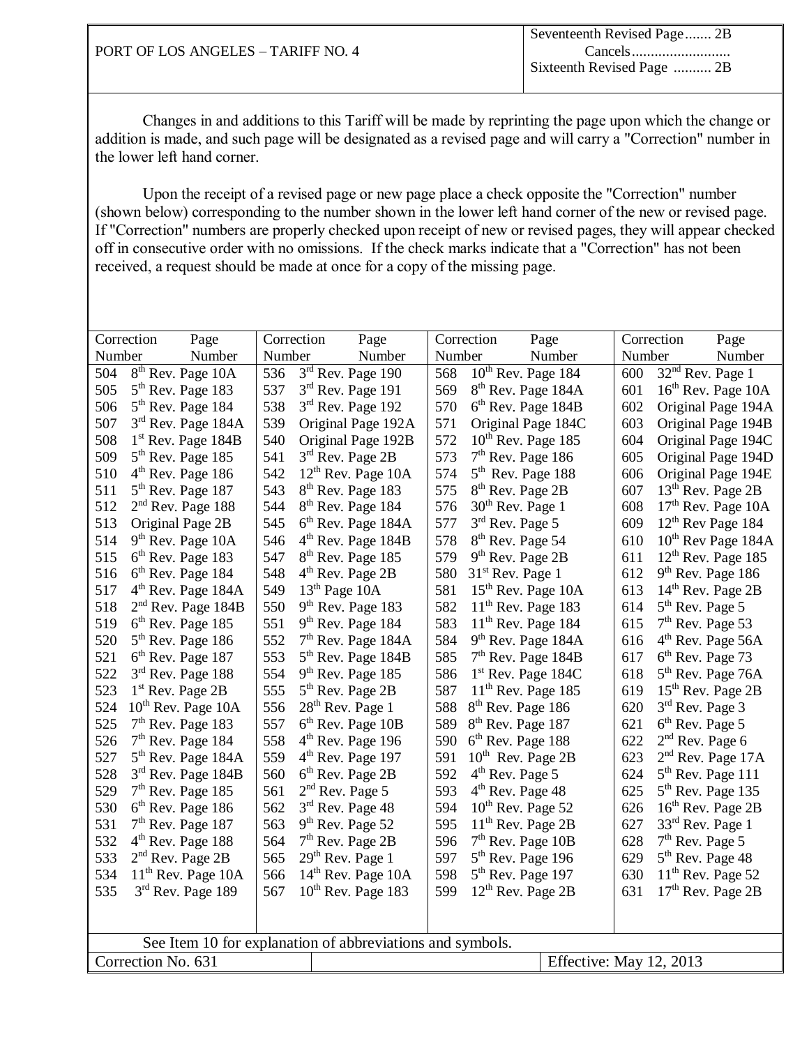PORT OF LOS ANGELES – TARIFF NO. 4

Seventeenth Revised Page ....... 2B
Cancels ..........................
Sixteenth Revised Page .......... 2B

Changes in and additions to this Tariff will be made by reprinting the page upon which the change or addition is made, and such page will be designated as a revised page and will carry a "Correction" number in the lower left hand corner.

Upon the receipt of a revised page or new page place a check opposite the "Correction" number (shown below) corresponding to the number shown in the lower left hand corner of the new or revised page. If "Correction" numbers are properly checked upon receipt of new or revised pages, they will appear checked off in consecutive order with no omissions. If the check marks indicate that a "Correction" has not been received, a request should be made at once for a copy of the missing page.

| Correction Number | Page Number | Correction Number | Page Number | Correction Number | Page Number | Correction Number | Page Number |
|---|---|---|---|---|---|---|---|
| 504 | 8th Rev. Page 10A | 536 | 3rd Rev. Page 190 | 568 | 10th Rev. Page 184 | 600 | 32nd Rev. Page 1 |
| 505 | 5th Rev. Page 183 | 537 | 3rd Rev. Page 191 | 569 | 8th Rev. Page 184A | 601 | 16th Rev. Page 10A |
| 506 | 5th Rev. Page 184 | 538 | 3rd Rev. Page 192 | 570 | 6th Rev. Page 184B | 602 | Original Page 194A |
| 507 | 3rd Rev. Page 184A | 539 | Original Page 192A | 571 | Original Page 184C | 603 | Original Page 194B |
| 508 | 1st Rev. Page 184B | 540 | Original Page 192B | 572 | 10th Rev. Page 185 | 604 | Original Page 194C |
| 509 | 5th Rev. Page 185 | 541 | 3rd Rev. Page 2B | 573 | 7th Rev. Page 186 | 605 | Original Page 194D |
| 510 | 4th Rev. Page 186 | 542 | 12th Rev. Page 10A | 574 | 5th Rev. Page 188 | 606 | Original Page 194E |
| 511 | 5th Rev. Page 187 | 543 | 8th Rev. Page 183 | 575 | 8th Rev. Page 2B | 607 | 13th Rev. Page 2B |
| 512 | 2nd Rev. Page 188 | 544 | 8th Rev. Page 184 | 576 | 30th Rev. Page 1 | 608 | 17th Rev. Page 10A |
| 513 | Original Page 2B | 545 | 6th Rev. Page 184A | 577 | 3rd Rev. Page 5 | 609 | 12th Rev Page 184 |
| 514 | 9th Rev. Page 10A | 546 | 4th Rev. Page 184B | 578 | 8th Rev. Page 54 | 610 | 10th Rev Page 184A |
| 515 | 6th Rev. Page 183 | 547 | 8th Rev. Page 185 | 579 | 9th Rev. Page 2B | 611 | 12th Rev. Page 185 |
| 516 | 6th Rev. Page 184 | 548 | 4th Rev. Page 2B | 580 | 31st Rev. Page 1 | 612 | 9th Rev. Page 186 |
| 517 | 4th Rev. Page 184A | 549 | 13th Page 10A | 581 | 15th Rev. Page 10A | 613 | 14th Rev. Page 2B |
| 518 | 2nd Rev. Page 184B | 550 | 9th Rev. Page 183 | 582 | 11th Rev. Page 183 | 614 | 5th Rev. Page 5 |
| 519 | 6th Rev. Page 185 | 551 | 9th Rev. Page 184 | 583 | 11th Rev. Page 184 | 615 | 7th Rev. Page 53 |
| 520 | 5th Rev. Page 186 | 552 | 7th Rev. Page 184A | 584 | 9th Rev. Page 184A | 616 | 4th Rev. Page 56A |
| 521 | 6th Rev. Page 187 | 553 | 5th Rev. Page 184B | 585 | 7th Rev. Page 184B | 617 | 6th Rev. Page 73 |
| 522 | 3rd Rev. Page 188 | 554 | 9th Rev. Page 185 | 586 | 1st Rev. Page 184C | 618 | 5th Rev. Page 76A |
| 523 | 1st Rev. Page 2B | 555 | 5th Rev. Page 2B | 587 | 11th Rev. Page 185 | 619 | 15th Rev. Page 2B |
| 524 | 10th Rev. Page 10A | 556 | 28th Rev. Page 1 | 588 | 8th Rev. Page 186 | 620 | 3rd Rev. Page 3 |
| 525 | 7th Rev. Page 183 | 557 | 6th Rev. Page 10B | 589 | 8th Rev. Page 187 | 621 | 6th Rev. Page 5 |
| 526 | 7th Rev. Page 184 | 558 | 4th Rev. Page 196 | 590 | 6th Rev. Page 188 | 622 | 2nd Rev. Page 6 |
| 527 | 5th Rev. Page 184A | 559 | 4th Rev. Page 197 | 591 | 10th Rev. Page 2B | 623 | 2nd Rev. Page 17A |
| 528 | 3rd Rev. Page 184B | 560 | 6th Rev. Page 2B | 592 | 4th Rev. Page 5 | 624 | 5th Rev. Page 111 |
| 529 | 7th Rev. Page 185 | 561 | 2nd Rev. Page 5 | 593 | 4th Rev. Page 48 | 625 | 5th Rev. Page 135 |
| 530 | 6th Rev. Page 186 | 562 | 3rd Rev. Page 48 | 594 | 10th Rev. Page 52 | 626 | 16th Rev. Page 2B |
| 531 | 7th Rev. Page 187 | 563 | 9th Rev. Page 52 | 595 | 11th Rev. Page 2B | 627 | 33rd Rev. Page 1 |
| 532 | 4th Rev. Page 188 | 564 | 7th Rev. Page 2B | 596 | 7th Rev. Page 10B | 628 | 7th Rev. Page 5 |
| 533 | 2nd Rev. Page 2B | 565 | 29th Rev. Page 1 | 597 | 5th Rev. Page 196 | 629 | 5th Rev. Page 48 |
| 534 | 11th Rev. Page 10A | 566 | 14th Rev. Page 10A | 598 | 5th Rev. Page 197 | 630 | 11th Rev. Page 52 |
| 535 | 3rd Rev. Page 189 | 567 | 10th Rev. Page 183 | 599 | 12th Rev. Page 2B | 631 | 17th Rev. Page 2B |

See Item 10 for explanation of abbreviations and symbols.

Correction No. 631 | Effective: May 12, 2013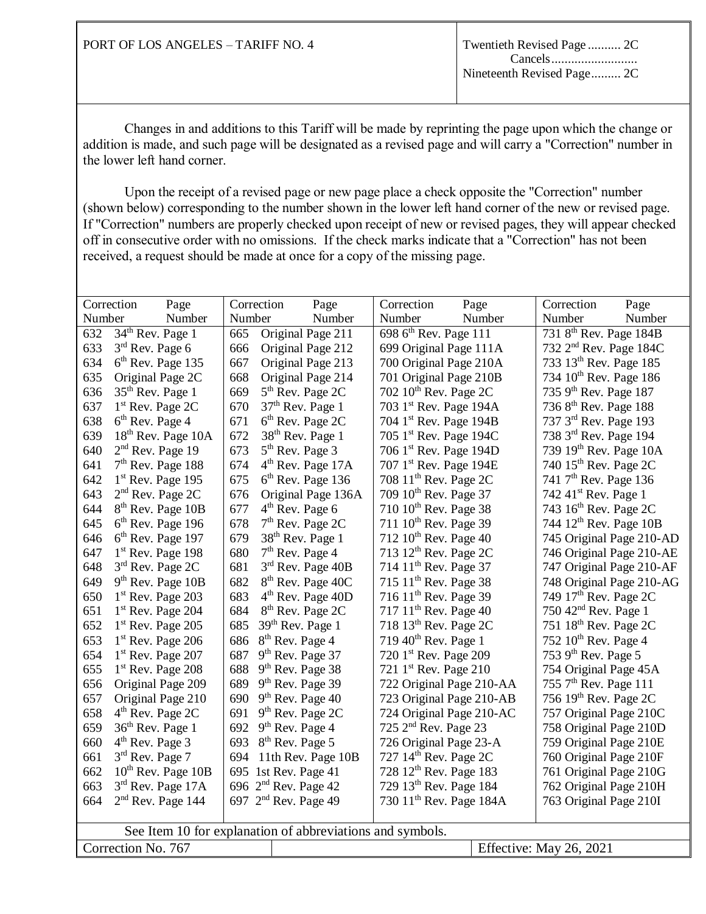PORT OF LOS ANGELES – TARIFF NO. 4

Twentieth Revised Page .......... 2C
Cancels..........................
Nineteenth Revised Page......... 2C

Changes in and additions to this Tariff will be made by reprinting the page upon which the change or addition is made, and such page will be designated as a revised page and will carry a "Correction" number in the lower left hand corner.

Upon the receipt of a revised page or new page place a check opposite the "Correction" number (shown below) corresponding to the number shown in the lower left hand corner of the new or revised page. If "Correction" numbers are properly checked upon receipt of new or revised pages, they will appear checked off in consecutive order with no omissions. If the check marks indicate that a "Correction" has not been received, a request should be made at once for a copy of the missing page.

| Correction Number | Page Number | Correction Number | Page Number | Correction Number | Page Number | Correction Number | Page Number |
|---|---|---|---|---|---|---|---|
| 632 | 34th Rev. Page 1 | 665 | Original Page 211 | 698 | 6th Rev. Page 111 | 731 | 8th Rev. Page 184B |
| 633 | 3rd Rev. Page 6 | 666 | Original Page 212 | 699 | Original Page 111A | 732 | 2nd Rev. Page 184C |
| 634 | 6th Rev. Page 135 | 667 | Original Page 213 | 700 | Original Page 210A | 733 | 13th Rev. Page 185 |
| 635 | Original Page 2C | 668 | Original Page 214 | 701 | Original Page 210B | 734 | 10th Rev. Page 186 |
| 636 | 35th Rev. Page 1 | 669 | 5th Rev. Page 2C | 702 | 10th Rev. Page 2C | 735 | 9th Rev. Page 187 |
| 637 | 1st Rev. Page 2C | 670 | 37th Rev. Page 1 | 703 | 1st Rev. Page 194A | 736 | 8th Rev. Page 188 |
| 638 | 6th Rev. Page 4 | 671 | 6th Rev. Page 2C | 704 | 1st Rev. Page 194B | 737 | 3rd Rev. Page 193 |
| 639 | 18th Rev. Page 10A | 672 | 38th Rev. Page 1 | 705 | 1st Rev. Page 194C | 738 | 3rd Rev. Page 194 |
| 640 | 2nd Rev. Page 19 | 673 | 5th Rev. Page 3 | 706 | 1st Rev. Page 194D | 739 | 19th Rev. Page 10A |
| 641 | 7th Rev. Page 188 | 674 | 4th Rev. Page 17A | 707 | 1st Rev. Page 194E | 740 | 15th Rev. Page 2C |
| 642 | 1st Rev. Page 195 | 675 | 6th Rev. Page 136 | 708 | 11th Rev. Page 2C | 741 | 7th Rev. Page 136 |
| 643 | 2nd Rev. Page 2C | 676 | Original Page 136A | 709 | 10th Rev. Page 37 | 742 | 41st Rev. Page 1 |
| 644 | 8th Rev. Page 10B | 677 | 4th Rev. Page 6 | 710 | 10th Rev. Page 38 | 743 | 16th Rev. Page 2C |
| 645 | 6th Rev. Page 196 | 678 | 7th Rev. Page 2C | 711 | 10th Rev. Page 39 | 744 | 12th Rev. Page 10B |
| 646 | 6th Rev. Page 197 | 679 | 38th Rev. Page 1 | 712 | 10th Rev. Page 40 | 745 | Original Page 210-AD |
| 647 | 1st Rev. Page 198 | 680 | 7th Rev. Page 4 | 713 | 12th Rev. Page 2C | 746 | Original Page 210-AE |
| 648 | 3rd Rev. Page 2C | 681 | 3rd Rev. Page 40B | 714 | 11th Rev. Page 37 | 747 | Original Page 210-AF |
| 649 | 9th Rev. Page 10B | 682 | 8th Rev. Page 40C | 715 | 11th Rev. Page 38 | 748 | Original Page 210-AG |
| 650 | 1st Rev. Page 203 | 683 | 4th Rev. Page 40D | 716 | 11th Rev. Page 39 | 749 | 17th Rev. Page 2C |
| 651 | 1st Rev. Page 204 | 684 | 8th Rev. Page 2C | 717 | 11th Rev. Page 40 | 750 | 42nd Rev. Page 1 |
| 652 | 1st Rev. Page 205 | 685 | 39th Rev. Page 1 | 718 | 13th Rev. Page 2C | 751 | 18th Rev. Page 2C |
| 653 | 1st Rev. Page 206 | 686 | 8th Rev. Page 4 | 719 | 40th Rev. Page 1 | 752 | 10th Rev. Page 4 |
| 654 | 1st Rev. Page 207 | 687 | 9th Rev. Page 37 | 720 | 1st Rev. Page 209 | 753 | 9th Rev. Page 5 |
| 655 | 1st Rev. Page 208 | 688 | 9th Rev. Page 38 | 721 | 1st Rev. Page 210 | 754 | Original Page 45A |
| 656 | Original Page 209 | 689 | 9th Rev. Page 39 | 722 | Original Page 210-AA | 755 | 7th Rev. Page 111 |
| 657 | Original Page 210 | 690 | 9th Rev. Page 40 | 723 | Original Page 210-AB | 756 | 19th Rev. Page 2C |
| 658 | 4th Rev. Page 2C | 691 | 9th Rev. Page 2C | 724 | Original Page 210-AC | 757 | Original Page 210C |
| 659 | 36th Rev. Page 1 | 692 | 9th Rev. Page 4 | 725 | 2nd Rev. Page 23 | 758 | Original Page 210D |
| 660 | 4th Rev. Page 3 | 693 | 8th Rev. Page 5 | 726 | Original Page 23-A | 759 | Original Page 210E |
| 661 | 3rd Rev. Page 7 | 694 | 11th Rev. Page 10B | 727 | 14th Rev. Page 2C | 760 | Original Page 210F |
| 662 | 10th Rev. Page 10B | 695 | 1st Rev. Page 41 | 728 | 12th Rev. Page 183 | 761 | Original Page 210G |
| 663 | 3rd Rev. Page 17A | 696 | 2nd Rev. Page 42 | 729 | 13th Rev. Page 184 | 762 | Original Page 210H |
| 664 | 2nd Rev. Page 144 | 697 | 2nd Rev. Page 49 | 730 | 11th Rev. Page 184A | 763 | Original Page 210I |

See Item 10 for explanation of abbreviations and symbols.

Correction No. 767

Effective: May 26, 2021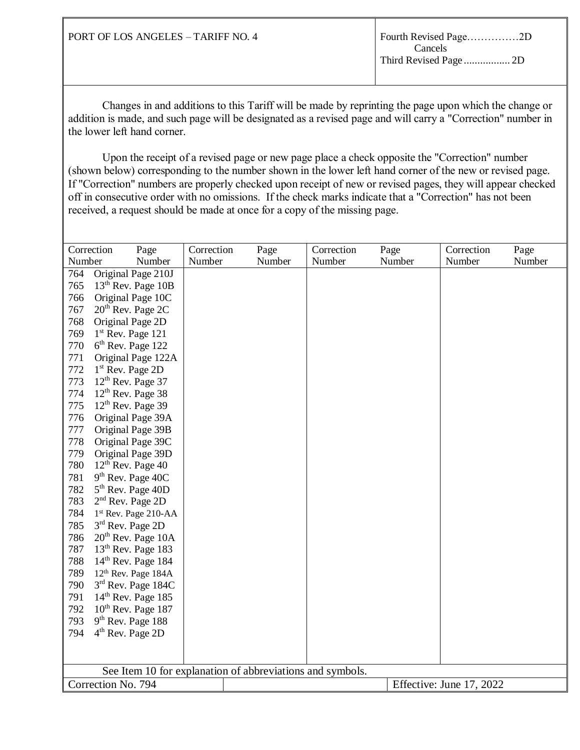| PORT OF LOS ANGELES – TARIFF NO. 4 | Fourth Revised Page……………2D<br>Cancels<br>Third Revised Page ................ 2D |
|---|---|

Changes in and additions to this Tariff will be made by reprinting the page upon which the change or addition is made, and such page will be designated as a revised page and will carry a "Correction" number in the lower left hand corner.

Upon the receipt of a revised page or new page place a check opposite the "Correction" number (shown below) corresponding to the number shown in the lower left hand corner of the new or revised page. If "Correction" numbers are properly checked upon receipt of new or revised pages, they will appear checked off in consecutive order with no omissions. If the check marks indicate that a "Correction" has not been received, a request should be made at once for a copy of the missing page.

| Correction Number | Page Number | Correction Number | Page Number | Correction Number | Page Number | Correction Number | Page Number |
|---|---|---|---|---|---|---|---|
| 764 | Original Page 210J | | | | | | |
| 765 | 13th Rev. Page 10B | | | | | | |
| 766 | Original Page 10C | | | | | | |
| 767 | 20th Rev. Page 2C | | | | | | |
| 768 | Original Page 2D | | | | | | |
| 769 | 1st Rev. Page 121 | | | | | | |
| 770 | 6th Rev. Page 122 | | | | | | |
| 771 | Original Page 122A | | | | | | |
| 772 | 1st Rev. Page 2D | | | | | | |
| 773 | 12th Rev. Page 37 | | | | | | |
| 774 | 12th Rev. Page 38 | | | | | | |
| 775 | 12th Rev. Page 39 | | | | | | |
| 776 | Original Page 39A | | | | | | |
| 777 | Original Page 39B | | | | | | |
| 778 | Original Page 39C | | | | | | |
| 779 | Original Page 39D | | | | | | |
| 780 | 12th Rev. Page 40 | | | | | | |
| 781 | 9th Rev. Page 40C | | | | | | |
| 782 | 5th Rev. Page 40D | | | | | | |
| 783 | 2nd Rev. Page 2D | | | | | | |
| 784 | 1st Rev. Page 210-AA | | | | | | |
| 785 | 3rd Rev. Page 2D | | | | | | |
| 786 | 20th Rev. Page 10A | | | | | | |
| 787 | 13th Rev. Page 183 | | | | | | |
| 788 | 14th Rev. Page 184 | | | | | | |
| 789 | 12th Rev. Page 184A | | | | | | |
| 790 | 3rd Rev. Page 184C | | | | | | |
| 791 | 14th Rev. Page 185 | | | | | | |
| 792 | 10th Rev. Page 187 | | | | | | |
| 793 | 9th Rev. Page 188 | | | | | | |
| 794 | 4th Rev. Page 2D | | | | | | |

See Item 10 for explanation of abbreviations and symbols.

| Correction No. 794 | | Effective: June 17, 2022 |
|---|---|---|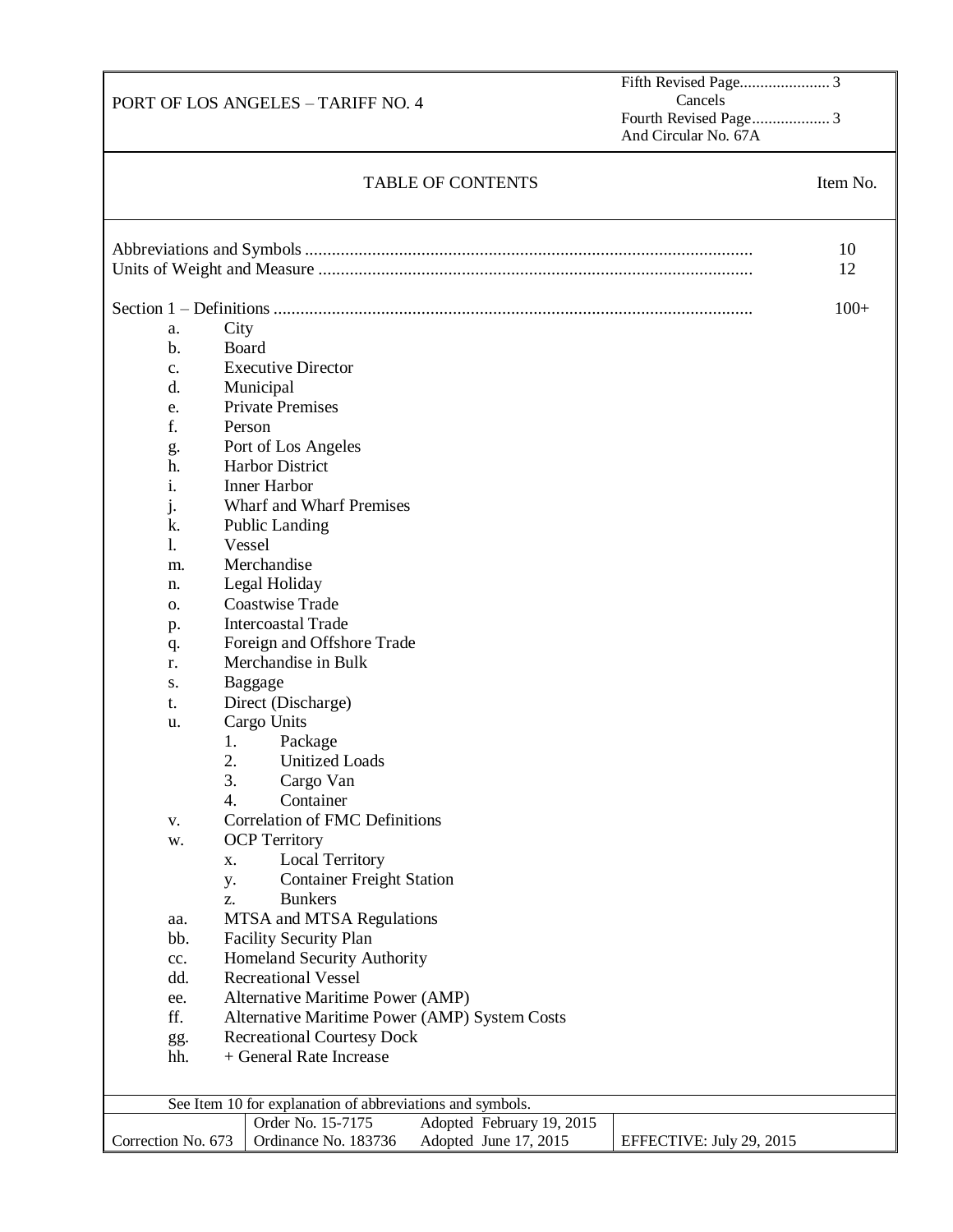PORT OF LOS ANGELES – TARIFF NO. 4

Fifth Revised Page 3
Cancels
Fourth Revised Page 3
And Circular No. 67A

## TABLE OF CONTENTS

| | Item No. |
|---|---|
| Abbreviations and Symbols | 10 |
| Units of Weight and Measure | 12 |
| Section 1 – Definitions | 100+ |

- a. City
- b. Board
- c. Executive Director
- d. Municipal
- e. Private Premises
- f. Person
- g. Port of Los Angeles
- h. Harbor District
- i. Inner Harbor
- j. Wharf and Wharf Premises
- k. Public Landing
- l. Vessel
- m. Merchandise
- n. Legal Holiday
- o. Coastwise Trade
- p. Intercoastal Trade
- q. Foreign and Offshore Trade
- r. Merchandise in Bulk
- s. Baggage
- t. Direct (Discharge)
- u. Cargo Units
  1. Package
  2. Unitized Loads
  3. Cargo Van
  4. Container
- v. Correlation of FMC Definitions
- w. OCP Territory
  - x. Local Territory
  - y. Container Freight Station
  - z. Bunkers
- aa. MTSA and MTSA Regulations
- bb. Facility Security Plan
- cc. Homeland Security Authority
- dd. Recreational Vessel
- ee. Alternative Maritime Power (AMP)
- ff. Alternative Maritime Power (AMP) System Costs
- gg. Recreational Courtesy Dock
- hh. + General Rate Increase

See Item 10 for explanation of abbreviations and symbols.

| Correction No. 673 | Order No. 15-7175<br>Ordinance No. 183736 | Adopted February 19, 2015<br>Adopted June 17, 2015 | EFFECTIVE: July 29, 2015 |
|---|---|---|---|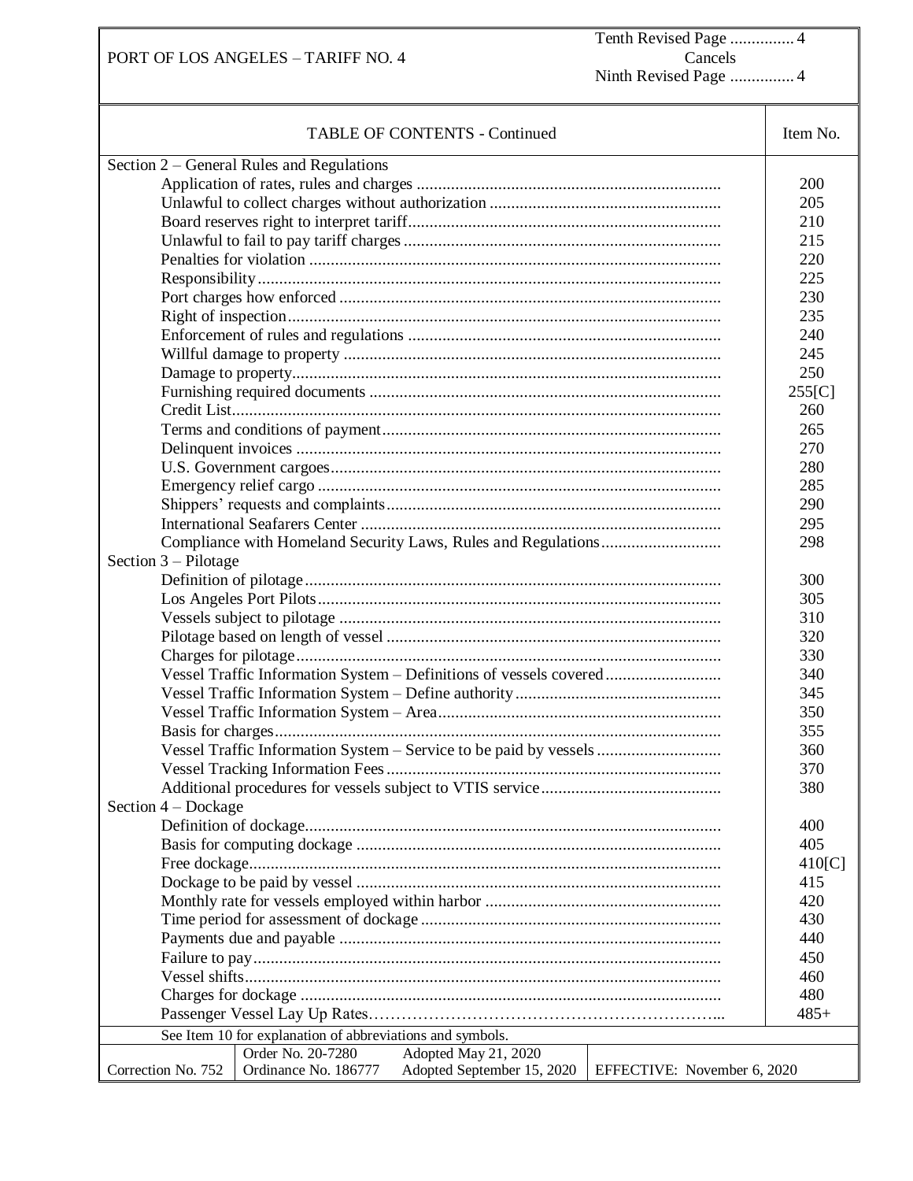| TABLE OF CONTENTS - Continued | Item No. |
|---|---|
| **Section 2 – General Rules and Regulations** | |
| Application of rates, rules and charges | 200 |
| Unlawful to collect charges without authorization | 205 |
| Board reserves right to interpret tariff | 210 |
| Unlawful to fail to pay tariff charges | 215 |
| Penalties for violation | 220 |
| Responsibility | 225 |
| Port charges how enforced | 230 |
| Right of inspection | 235 |
| Enforcement of rules and regulations | 240 |
| Willful damage to property | 245 |
| Damage to property | 250 |
| Furnishing required documents | 255[C] |
| Credit List | 260 |
| Terms and conditions of payment | 265 |
| Delinquent invoices | 270 |
| U.S. Government cargoes | 280 |
| Emergency relief cargo | 285 |
| Shippers' requests and complaints | 290 |
| International Seafarers Center | 295 |
| Compliance with Homeland Security Laws, Rules and Regulations | 298 |
| **Section 3 – Pilotage** | |
| Definition of pilotage | 300 |
| Los Angeles Port Pilots | 305 |
| Vessels subject to pilotage | 310 |
| Pilotage based on length of vessel | 320 |
| Charges for pilotage | 330 |
| Vessel Traffic Information System – Definitions of vessels covered | 340 |
| Vessel Traffic Information System – Define authority | 345 |
| Vessel Traffic Information System – Area | 350 |
| Basis for charges | 355 |
| Vessel Traffic Information System – Service to be paid by vessels | 360 |
| Vessel Tracking Information Fees | 370 |
| Additional procedures for vessels subject to VTIS service | 380 |
| **Section 4 – Dockage** | |
| Definition of dockage | 400 |
| Basis for computing dockage | 405 |
| Free dockage | 410[C] |
| Dockage to be paid by vessel | 415 |
| Monthly rate for vessels employed within harbor | 420 |
| Time period for assessment of dockage | 430 |
| Payments due and payable | 440 |
| Failure to pay | 450 |
| Vessel shifts | 460 |
| Charges for dockage | 480 |
| Passenger Vessel Lay Up Rates | 485+ |

See Item 10 for explanation of abbreviations and symbols.

| Correction No. 752 | Order No. 20-7280<br>Ordinance No. 186777 | Adopted May 21, 2020<br>Adopted September 15, 2020 | EFFECTIVE: November 6, 2020 |
|---|---|---|---|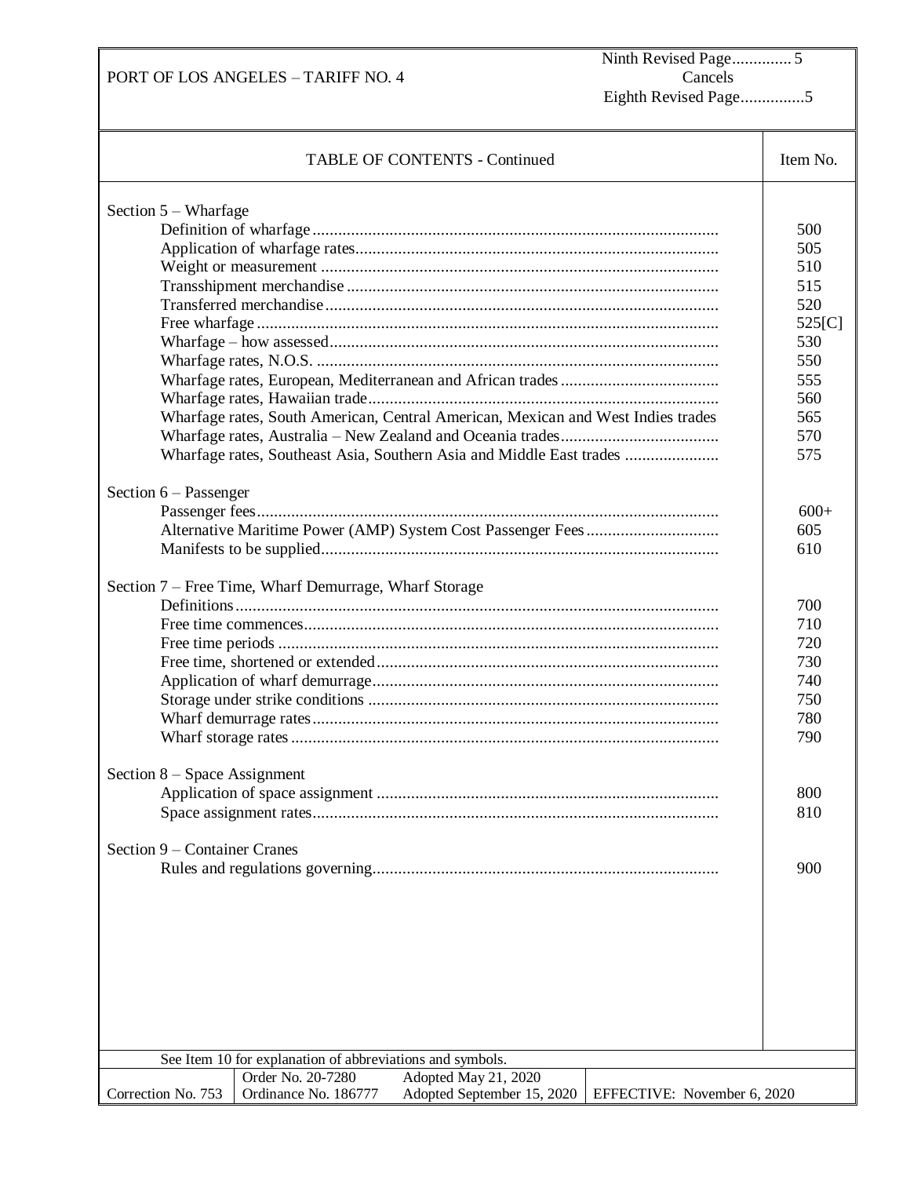| TABLE OF CONTENTS - Continued | Item No. |
|---|---|
| **Section 5 – Wharfage** | |
| Definition of wharfage | 500 |
| Application of wharfage rates | 505 |
| Weight or measurement | 510 |
| Transshipment merchandise | 515 |
| Transferred merchandise | 520 |
| Free wharfage | 525[C] |
| Wharfage – how assessed | 530 |
| Wharfage rates, N.O.S. | 550 |
| Wharfage rates, European, Mediterranean and African trades | 555 |
| Wharfage rates, Hawaiian trade | 560 |
| Wharfage rates, South American, Central American, Mexican and West Indies trades | 565 |
| Wharfage rates, Australia – New Zealand and Oceania trades | 570 |
| Wharfage rates, Southeast Asia, Southern Asia and Middle East trades | 575 |
| **Section 6 – Passenger** | |
| Passenger fees | 600+ |
| Alternative Maritime Power (AMP) System Cost Passenger Fees | 605 |
| Manifests to be supplied | 610 |
| **Section 7 – Free Time, Wharf Demurrage, Wharf Storage** | |
| Definitions | 700 |
| Free time commences | 710 |
| Free time periods | 720 |
| Free time, shortened or extended | 730 |
| Application of wharf demurrage | 740 |
| Storage under strike conditions | 750 |
| Wharf demurrage rates | 780 |
| Wharf storage rates | 790 |
| **Section 8 – Space Assignment** | |
| Application of space assignment | 800 |
| Space assignment rates | 810 |
| **Section 9 – Container Cranes** | |
| Rules and regulations governing | 900 |

See Item 10 for explanation of abbreviations and symbols.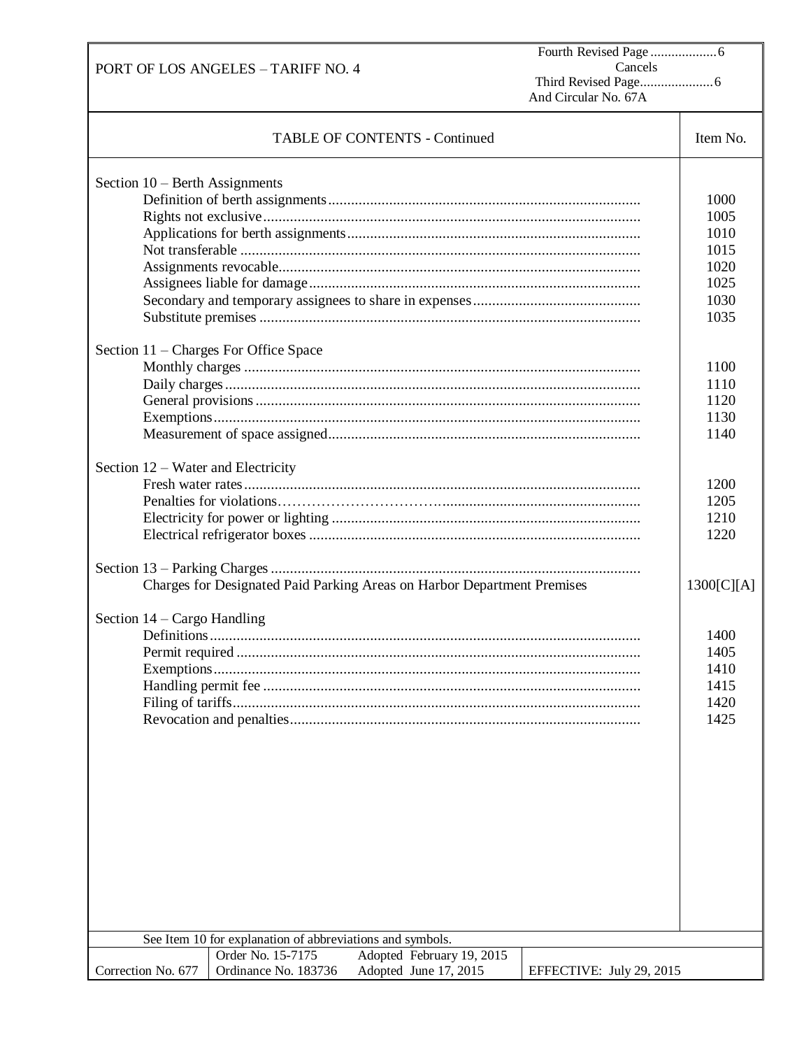PORT OF LOS ANGELES – TARIFF NO. 4

Fourth Revised Page .................. 6
Cancels
Third Revised Page.................... 6
And Circular No. 67A

| TABLE OF CONTENTS - Continued | Item No. |
|---|---|
| **Section 10 – Berth Assignments** | |
| Definition of berth assignments | 1000 |
| Rights not exclusive | 1005 |
| Applications for berth assignments | 1010 |
| Not transferable | 1015 |
| Assignments revocable | 1020 |
| Assignees liable for damage | 1025 |
| Secondary and temporary assignees to share in expenses | 1030 |
| Substitute premises | 1035 |
| **Section 11 – Charges For Office Space** | |
| Monthly charges | 1100 |
| Daily charges | 1110 |
| General provisions | 1120 |
| Exemptions | 1130 |
| Measurement of space assigned | 1140 |
| **Section 12 – Water and Electricity** | |
| Fresh water rates | 1200 |
| Penalties for violations | 1205 |
| Electricity for power or lighting | 1210 |
| Electrical refrigerator boxes | 1220 |
| **Section 13 – Parking Charges** | |
| Charges for Designated Paid Parking Areas on Harbor Department Premises | 1300[C][A] |
| **Section 14 – Cargo Handling** | |
| Definitions | 1400 |
| Permit required | 1405 |
| Exemptions | 1410 |
| Handling permit fee | 1415 |
| Filing of tariffs | 1420 |
| Revocation and penalties | 1425 |

See Item 10 for explanation of abbreviations and symbols.

| Correction No. 677 | Order No. 15-7175<br>Ordinance No. 183736 | Adopted February 19, 2015<br>Adopted June 17, 2015 | EFFECTIVE: July 29, 2015 |
|---|---|---|---|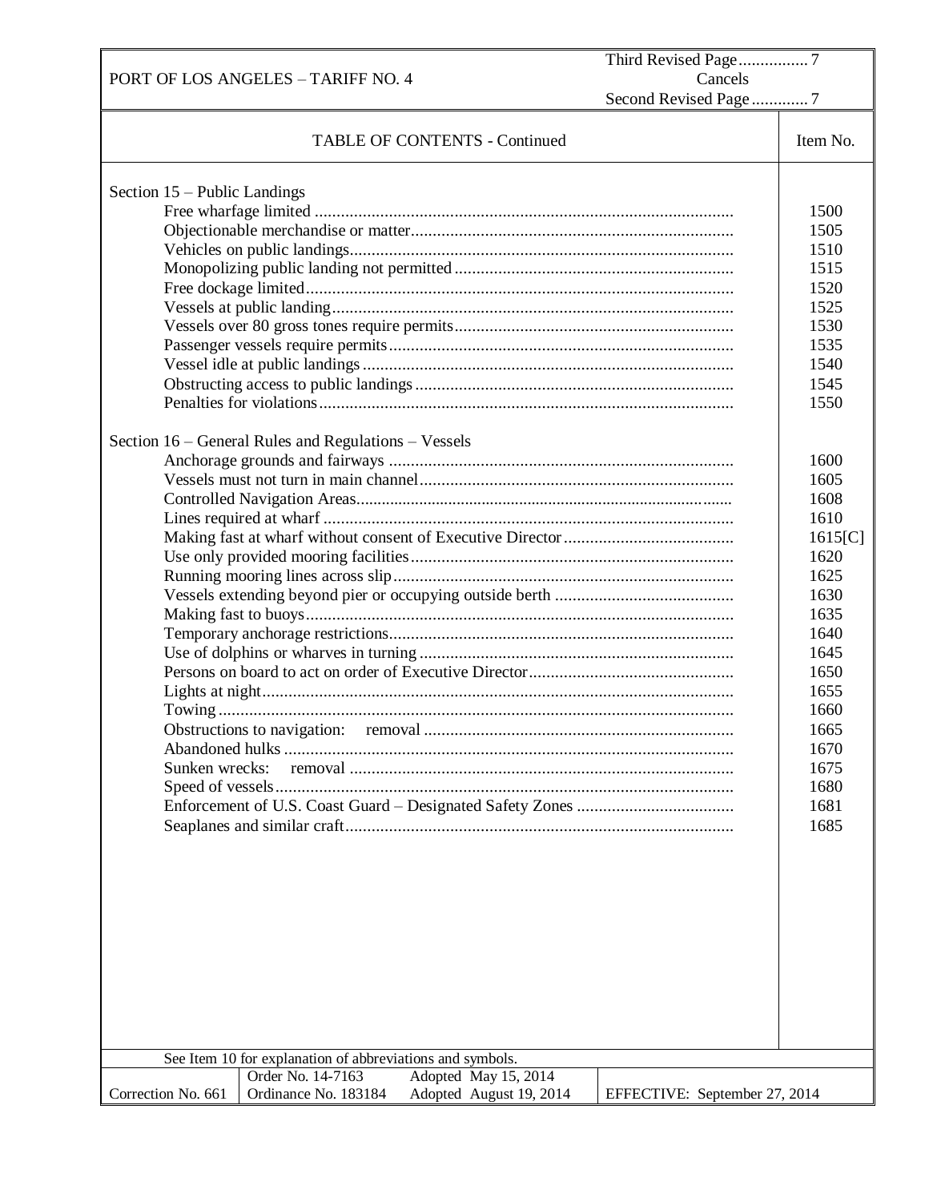| TABLE OF CONTENTS - Continued | Item No. |
| --- | --- |
| **Section 15 – Public Landings** | |
| Free wharfage limited | 1500 |
| Objectionable merchandise or matter | 1505 |
| Vehicles on public landings | 1510 |
| Monopolizing public landing not permitted | 1515 |
| Free dockage limited | 1520 |
| Vessels at public landing | 1525 |
| Vessels over 80 gross tones require permits | 1530 |
| Passenger vessels require permits | 1535 |
| Vessel idle at public landings | 1540 |
| Obstructing access to public landings | 1545 |
| Penalties for violations | 1550 |
| **Section 16 – General Rules and Regulations – Vessels** | |
| Anchorage grounds and fairways | 1600 |
| Vessels must not turn in main channel | 1605 |
| Controlled Navigation Areas | 1608 |
| Lines required at wharf | 1610 |
| Making fast at wharf without consent of Executive Director | 1615[C] |
| Use only provided mooring facilities | 1620 |
| Running mooring lines across slip | 1625 |
| Vessels extending beyond pier or occupying outside berth | 1630 |
| Making fast to buoys | 1635 |
| Temporary anchorage restrictions | 1640 |
| Use of dolphins or wharves in turning | 1645 |
| Persons on board to act on order of Executive Director | 1650 |
| Lights at night | 1655 |
| Towing | 1660 |
| Obstructions to navigation: removal | 1665 |
| Abandoned hulks | 1670 |
| Sunken wrecks: removal | 1675 |
| Speed of vessels | 1680 |
| Enforcement of U.S. Coast Guard – Designated Safety Zones | 1681 |
| Seaplanes and similar craft | 1685 |

See Item 10 for explanation of abbreviations and symbols.

| Correction No. 661 | Order No. 14-7163<br>Ordinance No. 183184 | Adopted May 15, 2014<br>Adopted August 19, 2014 | EFFECTIVE: September 27, 2014 |
| --- | --- | --- | --- |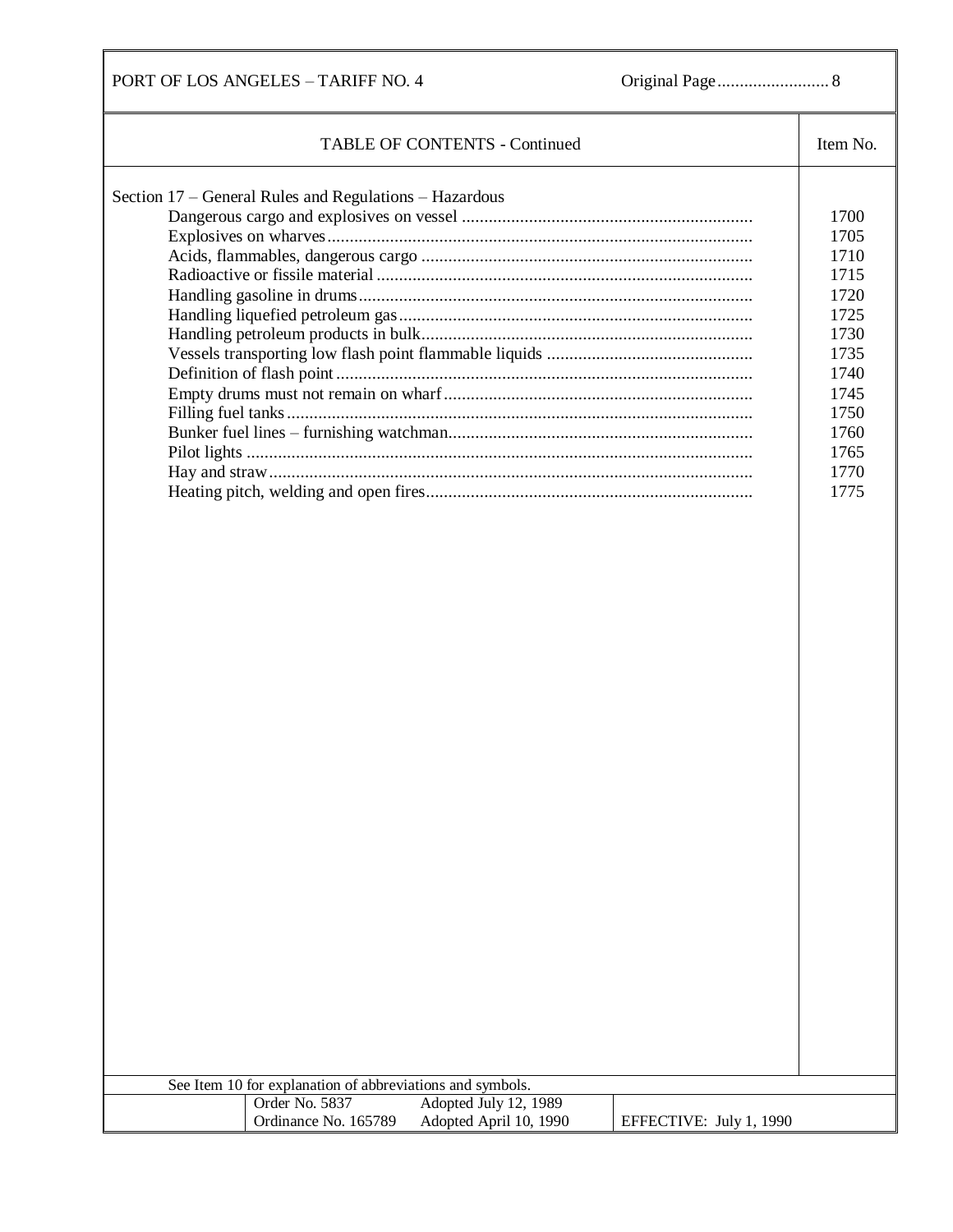| TABLE OF CONTENTS - Continued | Item No. |
|---|---|
| **Section 17 – General Rules and Regulations – Hazardous** | |
| Dangerous cargo and explosives on vessel | 1700 |
| Explosives on wharves | 1705 |
| Acids, flammables, dangerous cargo | 1710 |
| Radioactive or fissile material | 1715 |
| Handling gasoline in drums | 1720 |
| Handling liquefied petroleum gas | 1725 |
| Handling petroleum products in bulk | 1730 |
| Vessels transporting low flash point flammable liquids | 1735 |
| Definition of flash point | 1740 |
| Empty drums must not remain on wharf | 1745 |
| Filling fuel tanks | 1750 |
| Bunker fuel lines – furnishing watchman | 1760 |
| Pilot lights | 1765 |
| Hay and straw | 1770 |
| Heating pitch, welding and open fires | 1775 |

See Item 10 for explanation of abbreviations and symbols.

| Order No. 5837 | Adopted July 12, 1989 | |
|---|---|---|
| Ordinance No. 165789 | Adopted April 10, 1990 | EFFECTIVE: July 1, 1990 |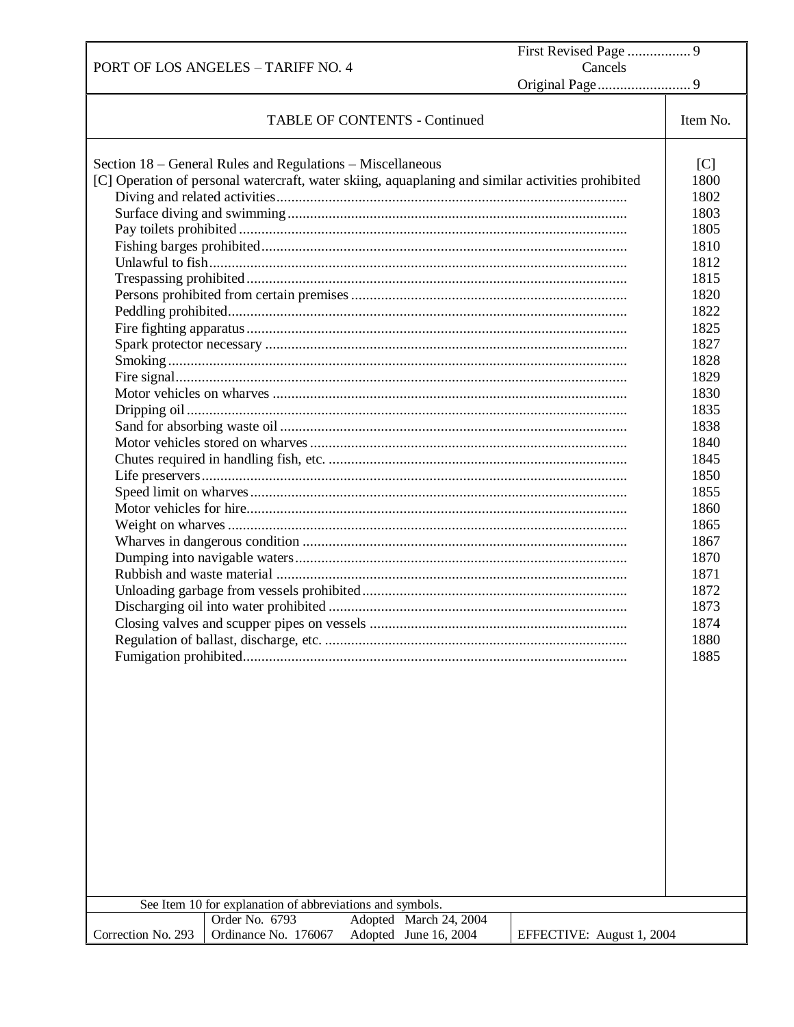| TABLE OF CONTENTS - Continued | Item No. |
|---|---|
| Section 18 – General Rules and Regulations – Miscellaneous | [C] |
| [C] Operation of personal watercraft, water skiing, aquaplaning and similar activities prohibited | 1800 |
| Diving and related activities | 1802 |
| Surface diving and swimming | 1803 |
| Pay toilets prohibited | 1805 |
| Fishing barges prohibited | 1810 |
| Unlawful to fish | 1812 |
| Trespassing prohibited | 1815 |
| Persons prohibited from certain premises | 1820 |
| Peddling prohibited | 1822 |
| Fire fighting apparatus | 1825 |
| Spark protector necessary | 1827 |
| Smoking | 1828 |
| Fire signal | 1829 |
| Motor vehicles on wharves | 1830 |
| Dripping oil | 1835 |
| Sand for absorbing waste oil | 1838 |
| Motor vehicles stored on wharves | 1840 |
| Chutes required in handling fish, etc. | 1845 |
| Life preservers | 1850 |
| Speed limit on wharves | 1855 |
| Motor vehicles for hire | 1860 |
| Weight on wharves | 1865 |
| Wharves in dangerous condition | 1867 |
| Dumping into navigable waters | 1870 |
| Rubbish and waste material | 1871 |
| Unloading garbage from vessels prohibited | 1872 |
| Discharging oil into water prohibited | 1873 |
| Closing valves and scupper pipes on vessels | 1874 |
| Regulation of ballast, discharge, etc. | 1880 |
| Fumigation prohibited | 1885 |

See Item 10 for explanation of abbreviations and symbols.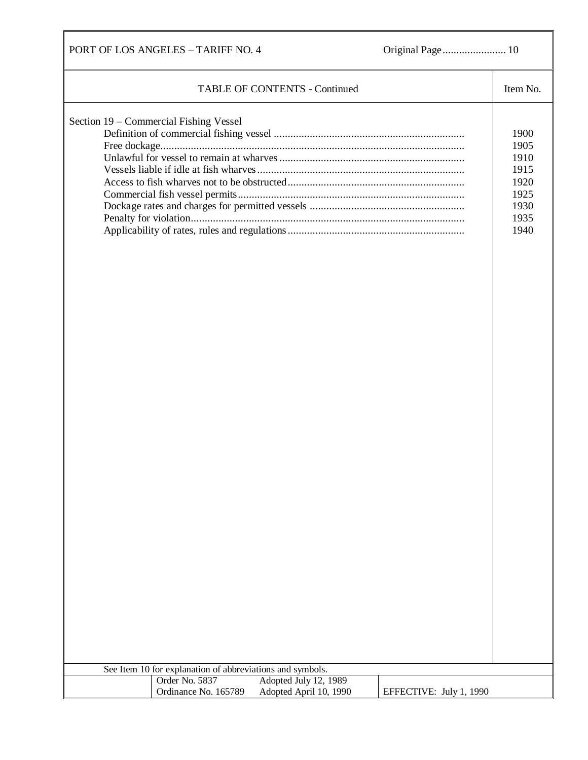## TABLE OF CONTENTS - Continued

| Section 19 – Commercial Fishing Vessel | Item No. |
|---|---|
| Definition of commercial fishing vessel | 1900 |
| Free dockage | 1905 |
| Unlawful for vessel to remain at wharves | 1910 |
| Vessels liable if idle at fish wharves | 1915 |
| Access to fish wharves not to be obstructed | 1920 |
| Commercial fish vessel permits | 1925 |
| Dockage rates and charges for permitted vessels | 1930 |
| Penalty for violation | 1935 |
| Applicability of rates, rules and regulations | 1940 |

See Item 10 for explanation of abbreviations and symbols.

| Order No. 5837 | Adopted July 12, 1989 | |
|---|---|---|
| Ordinance No. 165789 | Adopted April 10, 1990 | EFFECTIVE: July 1, 1990 |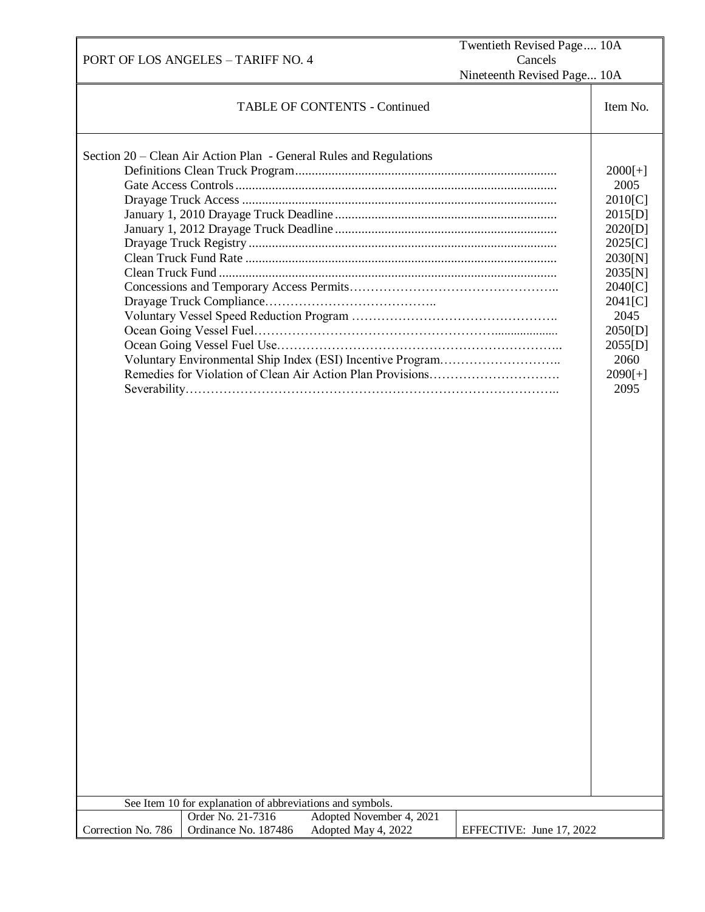## TABLE OF CONTENTS - Continued

| Section 20 – Clean Air Action Plan - General Rules and Regulations | Item No. |
|---|---|
| Definitions Clean Truck Program | 2000[+] |
| Gate Access Controls | 2005 |
| Drayage Truck Access | 2010[C] |
| January 1, 2010 Drayage Truck Deadline | 2015[D] |
| January 1, 2012 Drayage Truck Deadline | 2020[D] |
| Drayage Truck Registry | 2025[C] |
| Clean Truck Fund Rate | 2030[N] |
| Clean Truck Fund | 2035[N] |
| Concessions and Temporary Access Permits | 2040[C] |
| Drayage Truck Compliance | 2041[C] |
| Voluntary Vessel Speed Reduction Program | 2045 |
| Ocean Going Vessel Fuel | 2050[D] |
| Ocean Going Vessel Fuel Use | 2055[D] |
| Voluntary Environmental Ship Index (ESI) Incentive Program | 2060 |
| Remedies for Violation of Clean Air Action Plan Provisions | 2090[+] |
| Severability | 2095 |

See Item 10 for explanation of abbreviations and symbols.

| Correction No. 786 | Order No. 21-7316<br>Ordinance No. 187486 | Adopted November 4, 2021<br>Adopted May 4, 2022 | EFFECTIVE: June 17, 2022 |
|---|---|---|---|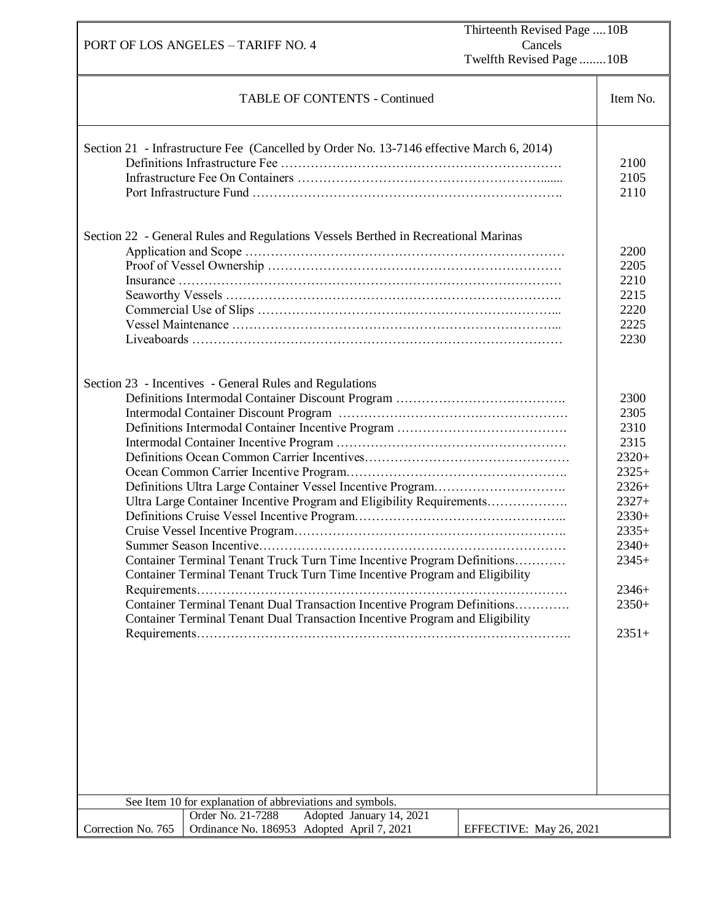PORT OF LOS ANGELES – TARIFF NO. 4

Thirteenth Revised Page ....10B
Cancels
Twelfth Revised Page ........10B

## TABLE OF CONTENTS - Continued

| TABLE OF CONTENTS - Continued | Item No. |
|---|---|
| **Section 21 - Infrastructure Fee (Cancelled by Order No. 13-7146 effective March 6, 2014)** | |
| Definitions Infrastructure Fee | 2100 |
| Infrastructure Fee On Containers | 2105 |
| Port Infrastructure Fund | 2110 |
| **Section 22 - General Rules and Regulations Vessels Berthed in Recreational Marinas** | |
| Application and Scope | 2200 |
| Proof of Vessel Ownership | 2205 |
| Insurance | 2210 |
| Seaworthy Vessels | 2215 |
| Commercial Use of Slips | 2220 |
| Vessel Maintenance | 2225 |
| Liveaboards | 2230 |
| **Section 23 - Incentives - General Rules and Regulations** | |
| Definitions Intermodal Container Discount Program | 2300 |
| Intermodal Container Discount Program | 2305 |
| Definitions Intermodal Container Incentive Program | 2310 |
| Intermodal Container Incentive Program | 2315 |
| Definitions Ocean Common Carrier Incentives | 2320+ |
| Ocean Common Carrier Incentive Program | 2325+ |
| Definitions Ultra Large Container Vessel Incentive Program | 2326+ |
| Ultra Large Container Incentive Program and Eligibility Requirements | 2327+ |
| Definitions Cruise Vessel Incentive Program | 2330+ |
| Cruise Vessel Incentive Program | 2335+ |
| Summer Season Incentive | 2340+ |
| Container Terminal Tenant Truck Turn Time Incentive Program Definitions | 2345+ |
| Container Terminal Tenant Truck Turn Time Incentive Program and Eligibility Requirements | 2346+ |
| Container Terminal Tenant Dual Transaction Incentive Program Definitions | 2350+ |
| Container Terminal Tenant Dual Transaction Incentive Program and Eligibility Requirements | 2351+ |

See Item 10 for explanation of abbreviations and symbols.

| Correction No. 765 | Order No. 21-7288 Adopted January 14, 2021<br>Ordinance No. 186953 Adopted April 7, 2021 | EFFECTIVE: May 26, 2021 |
|---|---|---|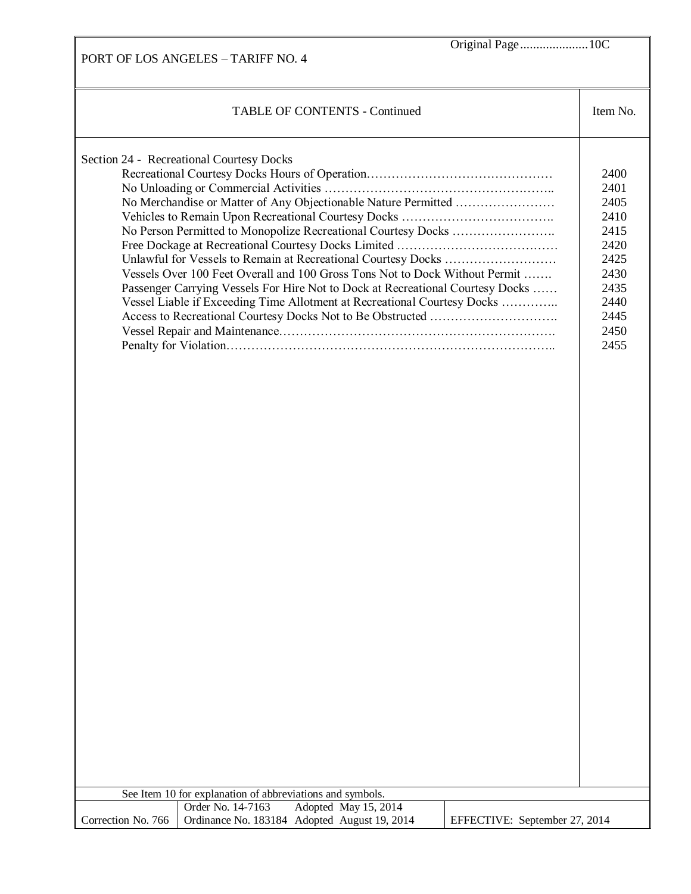## TABLE OF CONTENTS - Continued

| | Item No. |
|---|---|
| **Section 24 - Recreational Courtesy Docks** | |
| Recreational Courtesy Docks Hours of Operation | 2400 |
| No Unloading or Commercial Activities | 2401 |
| No Merchandise or Matter of Any Objectionable Nature Permitted | 2405 |
| Vehicles to Remain Upon Recreational Courtesy Docks | 2410 |
| No Person Permitted to Monopolize Recreational Courtesy Docks | 2415 |
| Free Dockage at Recreational Courtesy Docks Limited | 2420 |
| Unlawful for Vessels to Remain at Recreational Courtesy Docks | 2425 |
| Vessels Over 100 Feet Overall and 100 Gross Tons Not to Dock Without Permit | 2430 |
| Passenger Carrying Vessels For Hire Not to Dock at Recreational Courtesy Docks | 2435 |
| Vessel Liable if Exceeding Time Allotment at Recreational Courtesy Docks | 2440 |
| Access to Recreational Courtesy Docks Not to Be Obstructed | 2445 |
| Vessel Repair and Maintenance | 2450 |
| Penalty for Violation | 2455 |

See Item 10 for explanation of abbreviations and symbols.

| Correction No. 766 | Order No. 14-7163 Adopted May 15, 2014<br>Ordinance No. 183184 Adopted August 19, 2014 | EFFECTIVE: September 27, 2014 |
|---|---|---|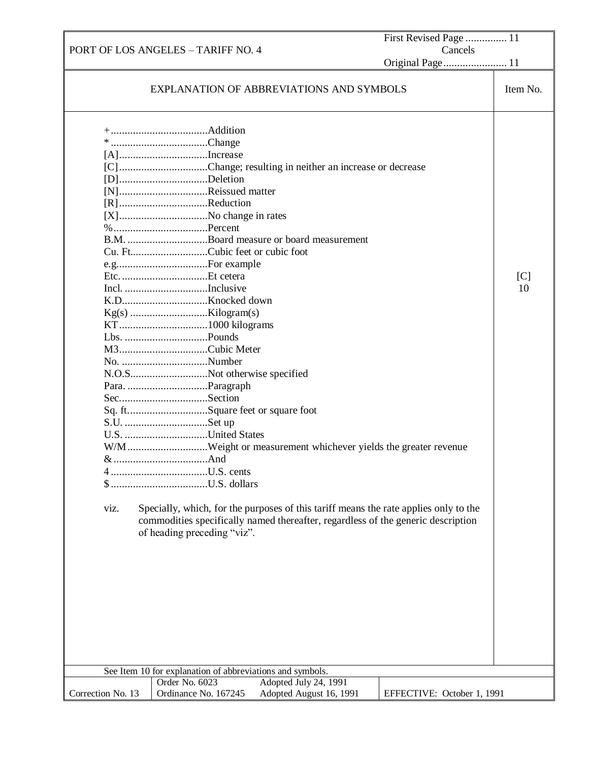PORT OF LOS ANGELES – TARIFF NO. 4

First Revised Page ............... 11
Cancels
Original Page....................... 11

## EXPLANATION OF ABBREVIATIONS AND SYMBOLS

Item No. [C] 10

| Symbol | Meaning |
|---|---|
| + | Addition |
| * | Change |
| [A] | Increase |
| [C] | Change; resulting in neither an increase or decrease |
| [D] | Deletion |
| [N] | Reissued matter |
| [R] | Reduction |
| [X] | No change in rates |
| % | Percent |
| B.M. | Board measure or board measurement |
| Cu. Ft | Cubic feet or cubic foot |
| e.g. | For example |
| Etc. | Et cetera |
| Incl. | Inclusive |
| K.D. | Knocked down |
| Kg(s) | Kilogram(s) |
| KT | 1000 kilograms |
| Lbs. | Pounds |
| M3 | Cubic Meter |
| No. | Number |
| N.O.S. | Not otherwise specified |
| Para. | Paragraph |
| Sec. | Section |
| Sq. ft. | Square feet or square foot |
| S.U. | Set up |
| U.S. | United States |
| W/M | Weight or measurement whichever yields the greater revenue |
| & | And |
| 4 | U.S. cents |
| $ | U.S. dollars |

viz. Specially, which, for the purposes of this tariff means the rate applies only to the commodities specifically named thereafter, regardless of the generic description of heading preceding "viz".

See Item 10 for explanation of abbreviations and symbols.

| Correction No. 13 | Order No. 6023<br>Ordinance No. 167245 | Adopted July 24, 1991<br>Adopted August 16, 1991 | EFFECTIVE: October 1, 1991 |
|---|---|---|---|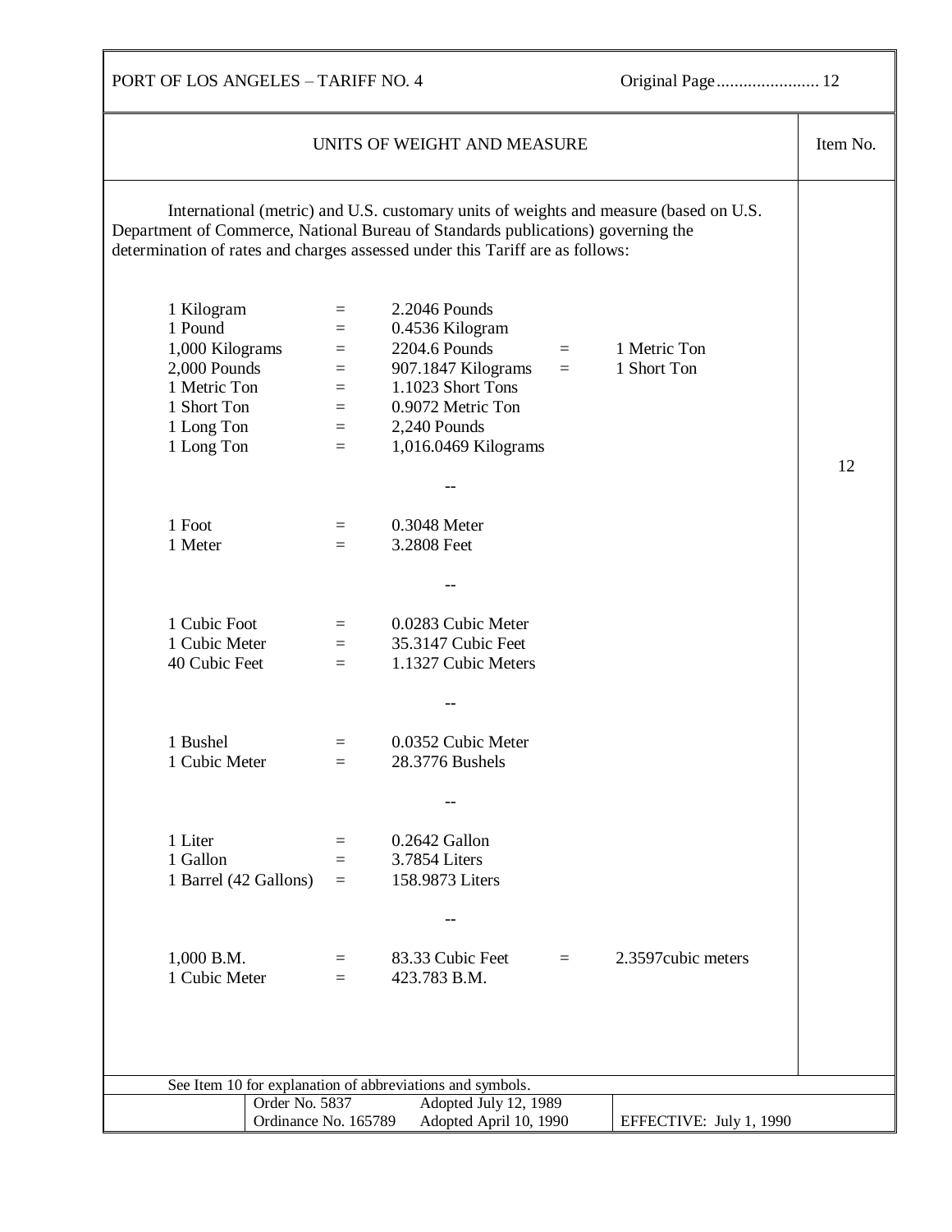## UNITS OF WEIGHT AND MEASURE

Item No. 12

International (metric) and U.S. customary units of weights and measure (based on U.S. Department of Commerce, National Bureau of Standards publications) governing the determination of rates and charges assessed under this Tariff are as follows:

| | | | | |
|---|---|---|---|---|
| 1 Kilogram | = | 2.2046 Pounds | | |
| 1 Pound | = | 0.4536 Kilogram | | |
| 1,000 Kilograms | = | 2204.6 Pounds | = | 1 Metric Ton |
| 2,000 Pounds | = | 907.1847 Kilograms | = | 1 Short Ton |
| 1 Metric Ton | = | 1.1023 Short Tons | | |
| 1 Short Ton | = | 0.9072 Metric Ton | | |
| 1 Long Ton | = | 2,240 Pounds | | |
| 1 Long Ton | = | 1,016.0469 Kilograms | | |

--

| | | |
|---|---|---|
| 1 Foot | = | 0.3048 Meter |
| 1 Meter | = | 3.2808 Feet |

--

| | | |
|---|---|---|
| 1 Cubic Foot | = | 0.0283 Cubic Meter |
| 1 Cubic Meter | = | 35.3147 Cubic Feet |
| 40 Cubic Feet | = | 1.1327 Cubic Meters |

--

| | | |
|---|---|---|
| 1 Bushel | = | 0.0352 Cubic Meter |
| 1 Cubic Meter | = | 28.3776 Bushels |

--

| | | |
|---|---|---|
| 1 Liter | = | 0.2642 Gallon |
| 1 Gallon | = | 3.7854 Liters |
| 1 Barrel (42 Gallons) | = | 158.9873 Liters |

--

| | | | | |
|---|---|---|---|---|
| 1,000 B.M. | = | 83.33 Cubic Feet | = | 2.3597cubic meters |
| 1 Cubic Meter | = | 423.783 B.M. | | |

See Item 10 for explanation of abbreviations and symbols.

Order No. 5837 Adopted July 12, 1989
Ordinance No. 165789 Adopted April 10, 1990 EFFECTIVE: July 1, 1990